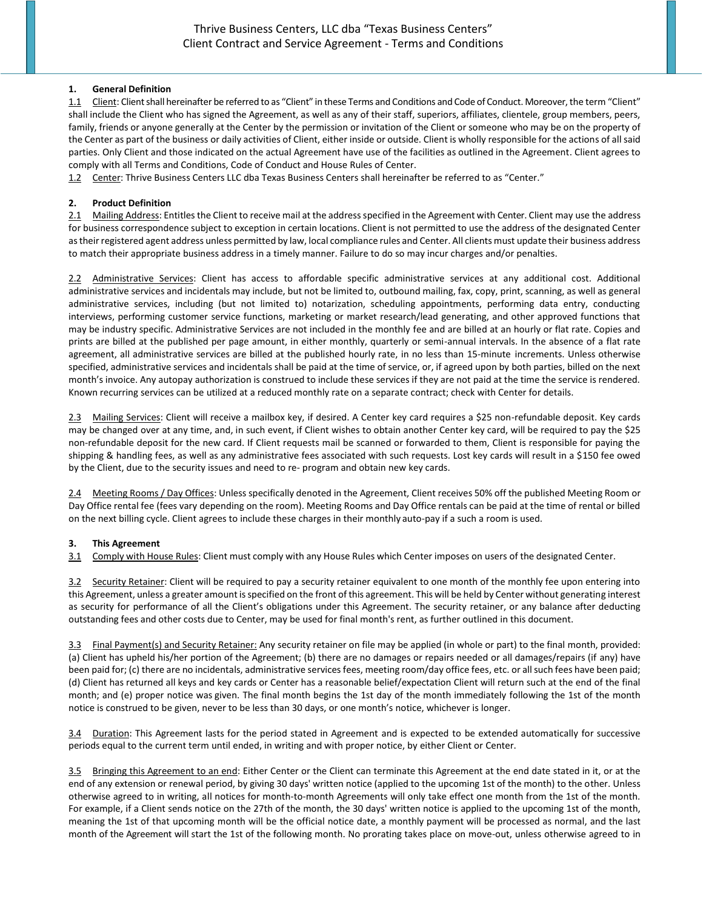# Thrive Business Centers, LLC dba "Texas Business Centers"
## Client Contract and Service Agreement - Terms and Conditions

### 1. General Definition

1.1 Client: Client shall hereinafter be referred to as "Client" in these Terms and Conditions and Code of Conduct. Moreover, the term "Client" shall include the Client who has signed the Agreement, as well as any of their staff, superiors, affiliates, clientele, group members, peers, family, friends or anyone generally at the Center by the permission or invitation of the Client or someone who may be on the property of the Center as part of the business or daily activities of Client, either inside or outside. Client is wholly responsible for the actions of all said parties. Only Client and those indicated on the actual Agreement have use of the facilities as outlined in the Agreement. Client agrees to comply with all Terms and Conditions, Code of Conduct and House Rules of Center.

1.2 Center: Thrive Business Centers LLC dba Texas Business Centers shall hereinafter be referred to as "Center."

### 2. Product Definition

2.1 Mailing Address: Entitles the Client to receive mail at the address specified in the Agreement with Center. Client may use the address for business correspondence subject to exception in certain locations. Client is not permitted to use the address of the designated Center as their registered agent address unless permitted by law, local compliance rules and Center. All clients must update their business address to match their appropriate business address in a timely manner. Failure to do so may incur charges and/or penalties.

2.2 Administrative Services: Client has access to affordable specific administrative services at any additional cost. Additional administrative services and incidentals may include, but not be limited to, outbound mailing, fax, copy, print, scanning, as well as general administrative services, including (but not limited to) notarization, scheduling appointments, performing data entry, conducting interviews, performing customer service functions, marketing or market research/lead generating, and other approved functions that may be industry specific. Administrative Services are not included in the monthly fee and are billed at an hourly or flat rate. Copies and prints are billed at the published per page amount, in either monthly, quarterly or semi-annual intervals. In the absence of a flat rate agreement, all administrative services are billed at the published hourly rate, in no less than 15-minute increments. Unless otherwise specified, administrative services and incidentals shall be paid at the time of service, or, if agreed upon by both parties, billed on the next month's invoice. Any autopay authorization is construed to include these services if they are not paid at the time the service is rendered. Known recurring services can be utilized at a reduced monthly rate on a separate contract; check with Center for details.

2.3 Mailing Services: Client will receive a mailbox key, if desired. A Center key card requires a $25 non-refundable deposit. Key cards may be changed over at any time, and, in such event, if Client wishes to obtain another Center key card, will be required to pay the $25 non-refundable deposit for the new card. If Client requests mail be scanned or forwarded to them, Client is responsible for paying the shipping & handling fees, as well as any administrative fees associated with such requests. Lost key cards will result in a $150 fee owed by the Client, due to the security issues and need to re- program and obtain new key cards.

2.4 Meeting Rooms / Day Offices: Unless specifically denoted in the Agreement, Client receives 50% off the published Meeting Room or Day Office rental fee (fees vary depending on the room). Meeting Rooms and Day Office rentals can be paid at the time of rental or billed on the next billing cycle. Client agrees to include these charges in their monthly auto-pay if a such a room is used.

### 3. This Agreement

3.1 Comply with House Rules: Client must comply with any House Rules which Center imposes on users of the designated Center.

3.2 Security Retainer: Client will be required to pay a security retainer equivalent to one month of the monthly fee upon entering into this Agreement, unless a greater amount is specified on the front of this agreement. This will be held by Center without generating interest as security for performance of all the Client's obligations under this Agreement. The security retainer, or any balance after deducting outstanding fees and other costs due to Center, may be used for final month's rent, as further outlined in this document.

3.3 Final Payment(s) and Security Retainer: Any security retainer on file may be applied (in whole or part) to the final month, provided: (a) Client has upheld his/her portion of the Agreement; (b) there are no damages or repairs needed or all damages/repairs (if any) have been paid for; (c) there are no incidentals, administrative services fees, meeting room/day office fees, etc. or all such fees have been paid; (d) Client has returned all keys and key cards or Center has a reasonable belief/expectation Client will return such at the end of the final month; and (e) proper notice was given. The final month begins the 1st day of the month immediately following the 1st of the month notice is construed to be given, never to be less than 30 days, or one month's notice, whichever is longer.

3.4 Duration: This Agreement lasts for the period stated in Agreement and is expected to be extended automatically for successive periods equal to the current term until ended, in writing and with proper notice, by either Client or Center.

3.5 Bringing this Agreement to an end: Either Center or the Client can terminate this Agreement at the end date stated in it, or at the end of any extension or renewal period, by giving 30 days' written notice (applied to the upcoming 1st of the month) to the other. Unless otherwise agreed to in writing, all notices for month-to-month Agreements will only take effect one month from the 1st of the month. For example, if a Client sends notice on the 27th of the month, the 30 days' written notice is applied to the upcoming 1st of the month, meaning the 1st of that upcoming month will be the official notice date, a monthly payment will be processed as normal, and the last month of the Agreement will start the 1st of the following month. No prorating takes place on move-out, unless otherwise agreed to in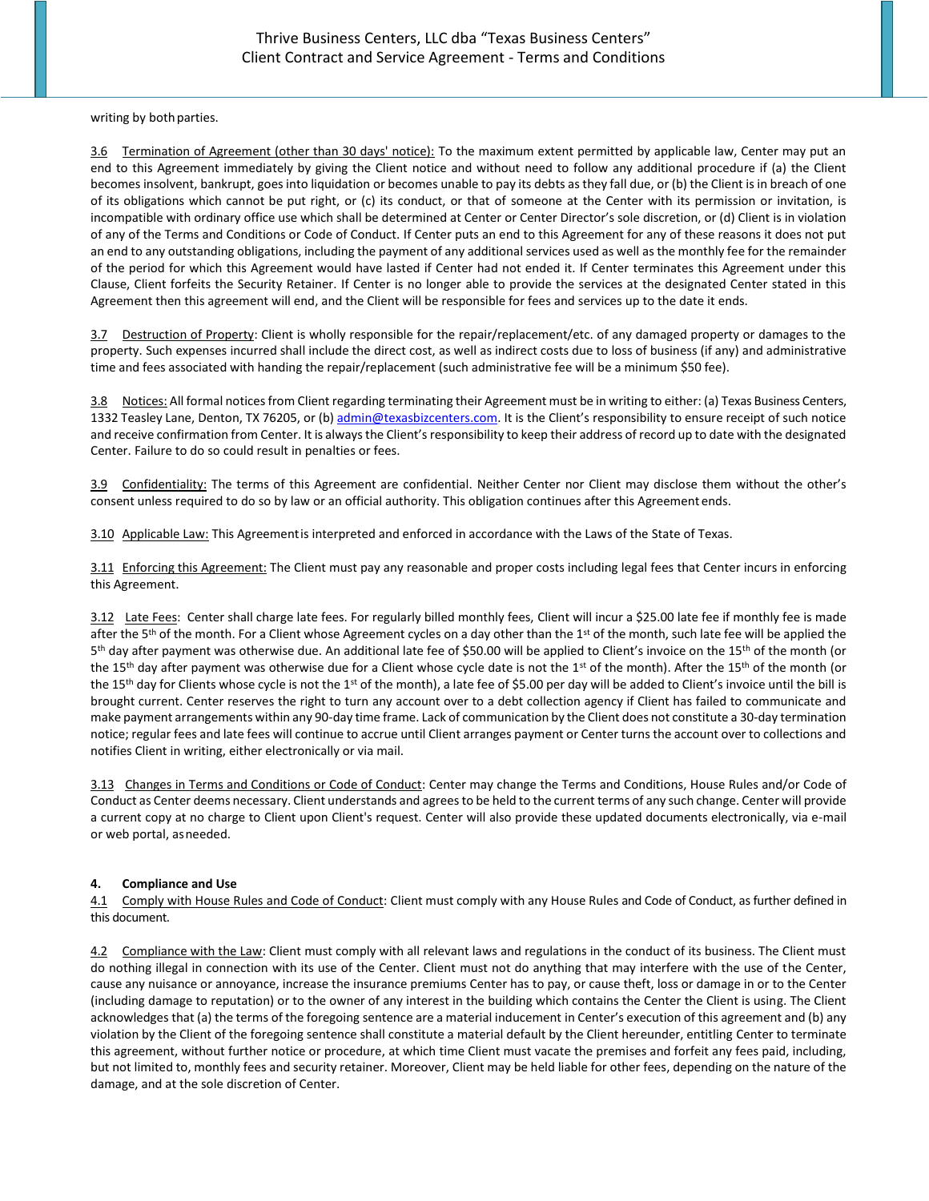writing by both parties.

3.6 Termination of Agreement (other than 30 days' notice): To the maximum extent permitted by applicable law, Center may put an end to this Agreement immediately by giving the Client notice and without need to follow any additional procedure if (a) the Client becomes insolvent, bankrupt, goes into liquidation or becomes unable to pay its debts as they fall due, or (b) the Client is in breach of one of its obligations which cannot be put right, or (c) its conduct, or that of someone at the Center with its permission or invitation, is incompatible with ordinary office use which shall be determined at Center or Center Director's sole discretion, or (d) Client is in violation of any of the Terms and Conditions or Code of Conduct. If Center puts an end to this Agreement for any of these reasons it does not put an end to any outstanding obligations, including the payment of any additional services used as well as the monthly fee for the remainder of the period for which this Agreement would have lasted if Center had not ended it. If Center terminates this Agreement under this Clause, Client forfeits the Security Retainer. If Center is no longer able to provide the services at the designated Center stated in this Agreement then this agreement will end, and the Client will be responsible for fees and services up to the date it ends.

3.7 Destruction of Property: Client is wholly responsible for the repair/replacement/etc. of any damaged property or damages to the property. Such expenses incurred shall include the direct cost, as well as indirect costs due to loss of business (if any) and administrative time and fees associated with handing the repair/replacement (such administrative fee will be a minimum $50 fee).

3.8 Notices: All formal notices from Client regarding terminating their Agreement must be in writing to either: (a) Texas Business Centers, 1332 Teasley Lane, Denton, TX 76205, or (b) admin@texasbizcenters.com. It is the Client's responsibility to ensure receipt of such notice and receive confirmation from Center. It is always the Client's responsibility to keep their address of record up to date with the designated Center. Failure to do so could result in penalties or fees.

3.9 Confidentiality: The terms of this Agreement are confidential. Neither Center nor Client may disclose them without the other's consent unless required to do so by law or an official authority. This obligation continues after this Agreement ends.

3.10 Applicable Law: This Agreement is interpreted and enforced in accordance with the Laws of the State of Texas.

3.11 Enforcing this Agreement: The Client must pay any reasonable and proper costs including legal fees that Center incurs in enforcing this Agreement.

3.12 Late Fees: Center shall charge late fees. For regularly billed monthly fees, Client will incur a $25.00 late fee if monthly fee is made after the 5th of the month. For a Client whose Agreement cycles on a day other than the 1st of the month, such late fee will be applied the 5th day after payment was otherwise due. An additional late fee of $50.00 will be applied to Client's invoice on the 15th of the month (or the 15th day after payment was otherwise due for a Client whose cycle date is not the 1st of the month). After the 15th of the month (or the 15th day for Clients whose cycle is not the 1st of the month), a late fee of $5.00 per day will be added to Client's invoice until the bill is brought current. Center reserves the right to turn any account over to a debt collection agency if Client has failed to communicate and make payment arrangements within any 90-day time frame. Lack of communication by the Client does not constitute a 30-day termination notice; regular fees and late fees will continue to accrue until Client arranges payment or Center turns the account over to collections and notifies Client in writing, either electronically or via mail.

3.13 Changes in Terms and Conditions or Code of Conduct: Center may change the Terms and Conditions, House Rules and/or Code of Conduct as Center deems necessary. Client understands and agrees to be held to the current terms of any such change. Center will provide a current copy at no charge to Client upon Client's request. Center will also provide these updated documents electronically, via e-mail or web portal, as needed.

**4. Compliance and Use**

4.1 Comply with House Rules and Code of Conduct: Client must comply with any House Rules and Code of Conduct, as further defined in this document.

4.2 Compliance with the Law: Client must comply with all relevant laws and regulations in the conduct of its business. The Client must do nothing illegal in connection with its use of the Center. Client must not do anything that may interfere with the use of the Center, cause any nuisance or annoyance, increase the insurance premiums Center has to pay, or cause theft, loss or damage in or to the Center (including damage to reputation) or to the owner of any interest in the building which contains the Center the Client is using. The Client acknowledges that (a) the terms of the foregoing sentence are a material inducement in Center's execution of this agreement and (b) any violation by the Client of the foregoing sentence shall constitute a material default by the Client hereunder, entitling Center to terminate this agreement, without further notice or procedure, at which time Client must vacate the premises and forfeit any fees paid, including, but not limited to, monthly fees and security retainer. Moreover, Client may be held liable for other fees, depending on the nature of the damage, and at the sole discretion of Center.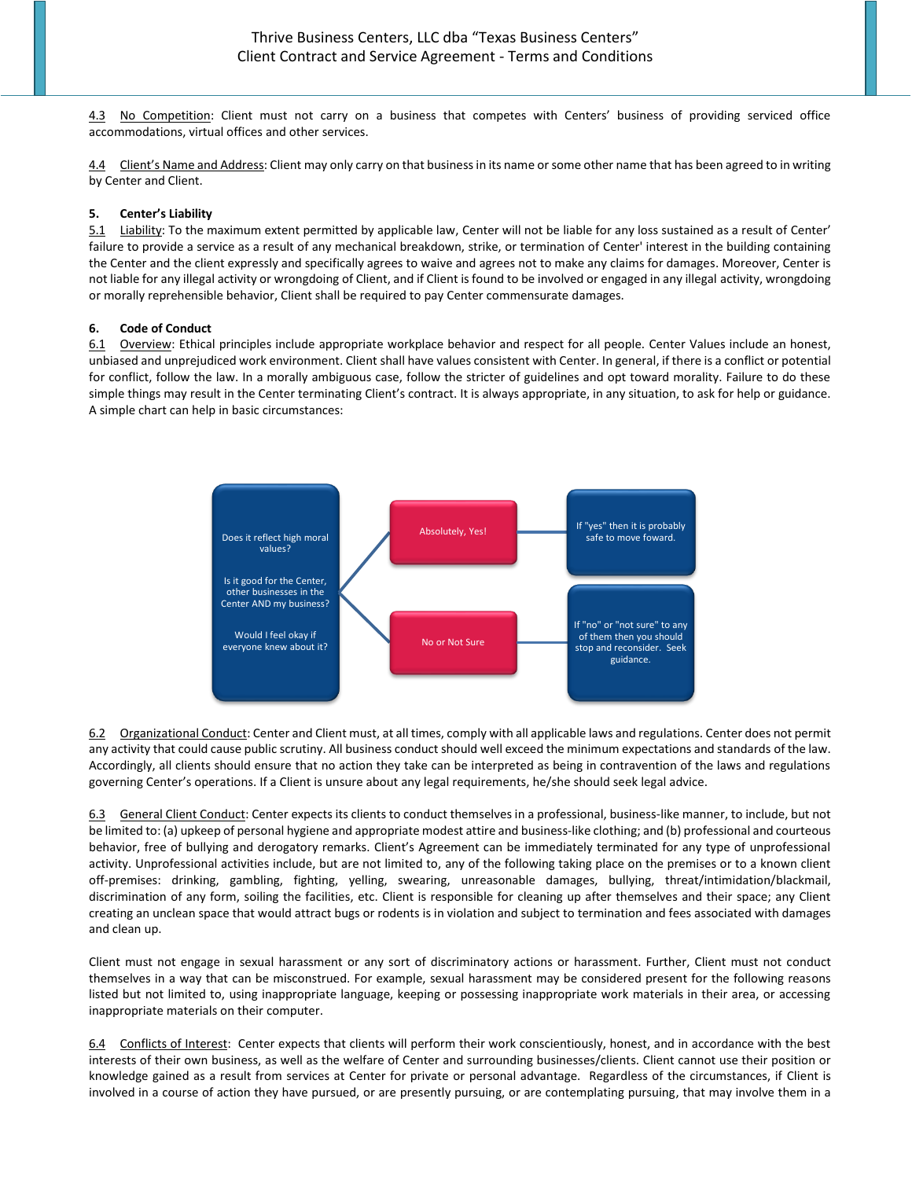4.3 No Competition: Client must not carry on a business that competes with Centers' business of providing serviced office accommodations, virtual offices and other services.

4.4 Client's Name and Address: Client may only carry on that business in its name or some other name that has been agreed to in writing by Center and Client.

**5. Center's Liability**

5.1 Liability: To the maximum extent permitted by applicable law, Center will not be liable for any loss sustained as a result of Center' failure to provide a service as a result of any mechanical breakdown, strike, or termination of Center' interest in the building containing the Center and the client expressly and specifically agrees to waive and agrees not to make any claims for damages. Moreover, Center is not liable for any illegal activity or wrongdoing of Client, and if Client is found to be involved or engaged in any illegal activity, wrongdoing or morally reprehensible behavior, Client shall be required to pay Center commensurate damages.

**6. Code of Conduct**

6.1 Overview: Ethical principles include appropriate workplace behavior and respect for all people. Center Values include an honest, unbiased and unprejudiced work environment. Client shall have values consistent with Center. In general, if there is a conflict or potential for conflict, follow the law. In a morally ambiguous case, follow the stricter of guidelines and opt toward morality. Failure to do these simple things may result in the Center terminating Client's contract. It is always appropriate, in any situation, to ask for help or guidance. A simple chart can help in basic circumstances:

| Questions | Answer | Action |
|---|---|---|
| Does it reflect high moral values? Is it good for the Center, other businesses in the Center AND my business? Would I feel okay if everyone knew about it? | Absolutely, Yes! | If "yes" then it is probably safe to move foward. |
| | No or Not Sure | If "no" or "not sure" to any of them then you should stop and reconsider. Seek guidance. |

6.2 Organizational Conduct: Center and Client must, at all times, comply with all applicable laws and regulations. Center does not permit any activity that could cause public scrutiny. All business conduct should well exceed the minimum expectations and standards of the law. Accordingly, all clients should ensure that no action they take can be interpreted as being in contravention of the laws and regulations governing Center's operations. If a Client is unsure about any legal requirements, he/she should seek legal advice.

6.3 General Client Conduct: Center expects its clients to conduct themselves in a professional, business-like manner, to include, but not be limited to: (a) upkeep of personal hygiene and appropriate modest attire and business-like clothing; and (b) professional and courteous behavior, free of bullying and derogatory remarks. Client's Agreement can be immediately terminated for any type of unprofessional activity. Unprofessional activities include, but are not limited to, any of the following taking place on the premises or to a known client off-premises: drinking, gambling, fighting, yelling, swearing, unreasonable damages, bullying, threat/intimidation/blackmail, discrimination of any form, soiling the facilities, etc. Client is responsible for cleaning up after themselves and their space; any Client creating an unclean space that would attract bugs or rodents is in violation and subject to termination and fees associated with damages and clean up.

Client must not engage in sexual harassment or any sort of discriminatory actions or harassment. Further, Client must not conduct themselves in a way that can be misconstrued. For example, sexual harassment may be considered present for the following reasons listed but not limited to, using inappropriate language, keeping or possessing inappropriate work materials in their area, or accessing inappropriate materials on their computer.

6.4 Conflicts of Interest: Center expects that clients will perform their work conscientiously, honest, and in accordance with the best interests of their own business, as well as the welfare of Center and surrounding businesses/clients. Client cannot use their position or knowledge gained as a result from services at Center for private or personal advantage. Regardless of the circumstances, if Client is involved in a course of action they have pursued, or are presently pursuing, or are contemplating pursuing, that may involve them in a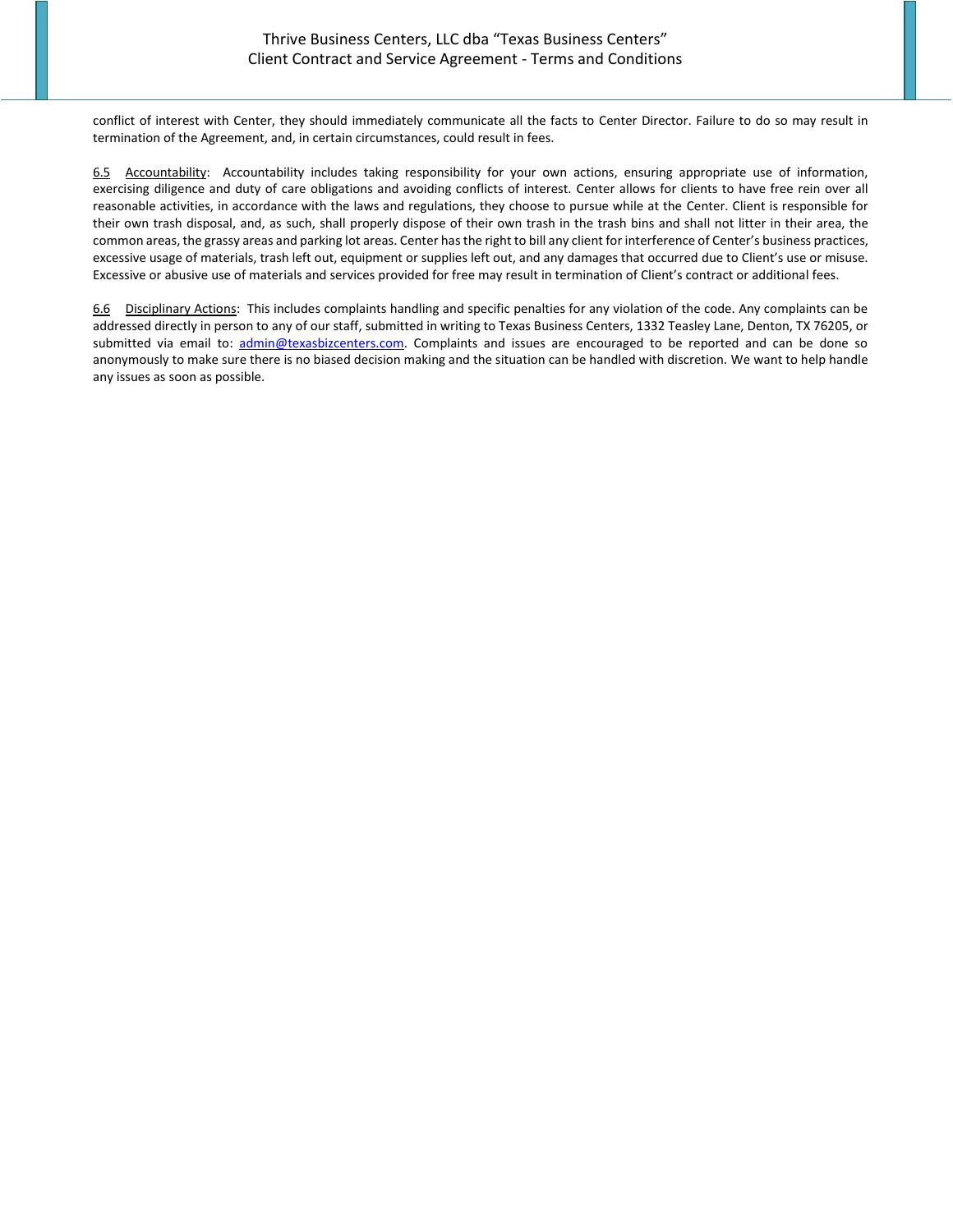conflict of interest with Center, they should immediately communicate all the facts to Center Director. Failure to do so may result in termination of the Agreement, and, in certain circumstances, could result in fees.

6.5 Accountability: Accountability includes taking responsibility for your own actions, ensuring appropriate use of information, exercising diligence and duty of care obligations and avoiding conflicts of interest. Center allows for clients to have free rein over all reasonable activities, in accordance with the laws and regulations, they choose to pursue while at the Center. Client is responsible for their own trash disposal, and, as such, shall properly dispose of their own trash in the trash bins and shall not litter in their area, the common areas, the grassy areas and parking lot areas. Center has the right to bill any client for interference of Center's business practices, excessive usage of materials, trash left out, equipment or supplies left out, and any damages that occurred due to Client's use or misuse. Excessive or abusive use of materials and services provided for free may result in termination of Client's contract or additional fees.

6.6 Disciplinary Actions: This includes complaints handling and specific penalties for any violation of the code. Any complaints can be addressed directly in person to any of our staff, submitted in writing to Texas Business Centers, 1332 Teasley Lane, Denton, TX 76205, or submitted via email to: admin@texasbizcenters.com. Complaints and issues are encouraged to be reported and can be done so anonymously to make sure there is no biased decision making and the situation can be handled with discretion. We want to help handle any issues as soon as possible.